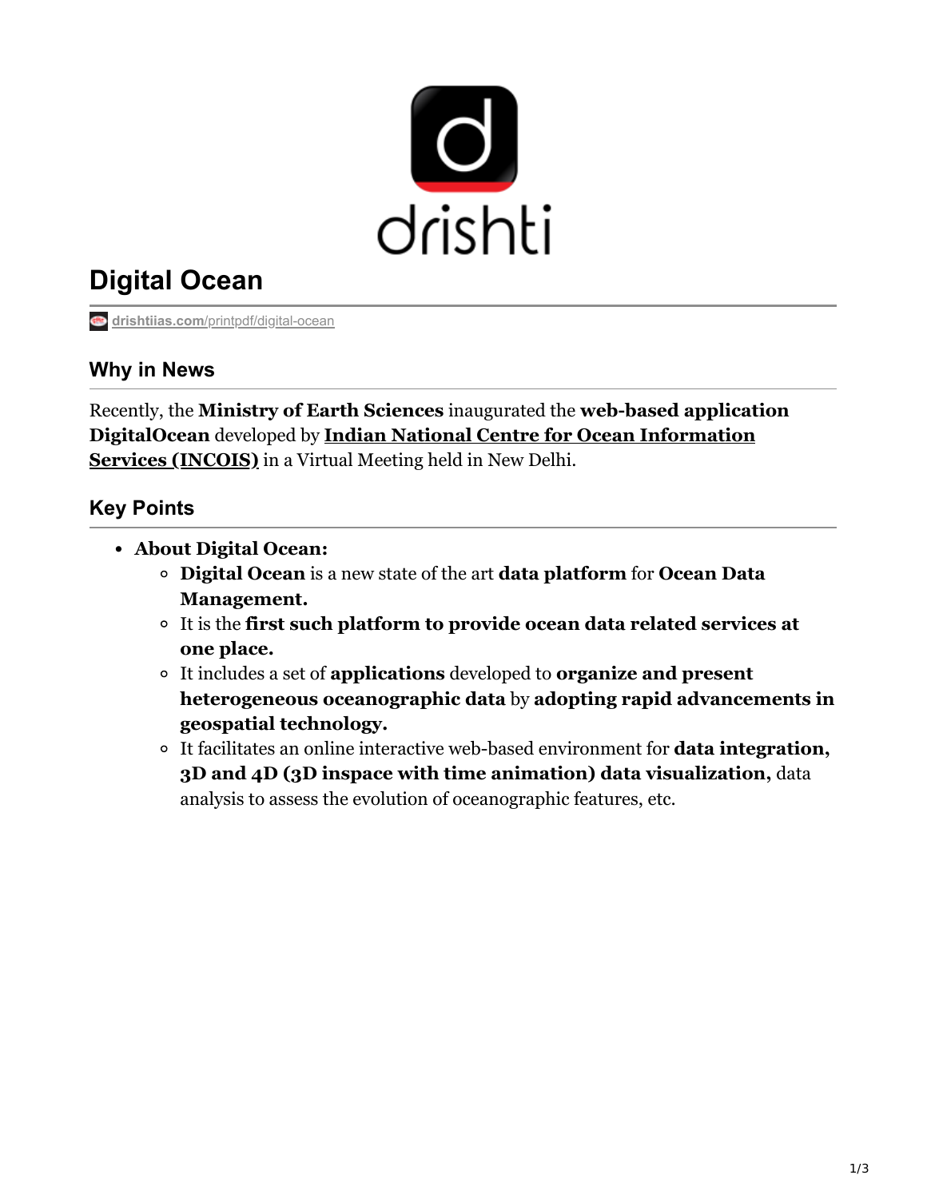# Digital Ocean

drishtiias.com/printpdf/digital-ocean

## Why in News

Recently, the **Ministry of Earth Sciences** inaugurated the **web-based application DigitalOcean** developed by **Indian National Centre for Ocean Information Services (INCOIS)** in a Virtual Meeting held in New Delhi.

## Key Points

- **About Digital Ocean:**
  - **Digital Ocean** is a new state of the art **data platform** for **Ocean Data Management.**
  - It is the **first such platform to provide ocean data related services at one place.**
  - It includes a set of **applications** developed to **organize and present heterogeneous oceanographic data** by **adopting rapid advancements in geospatial technology.**
  - It facilitates an online interactive web-based environment for **data integration, 3D and 4D (3D inspace with time animation) data visualization,** data analysis to assess the evolution of oceanographic features, etc.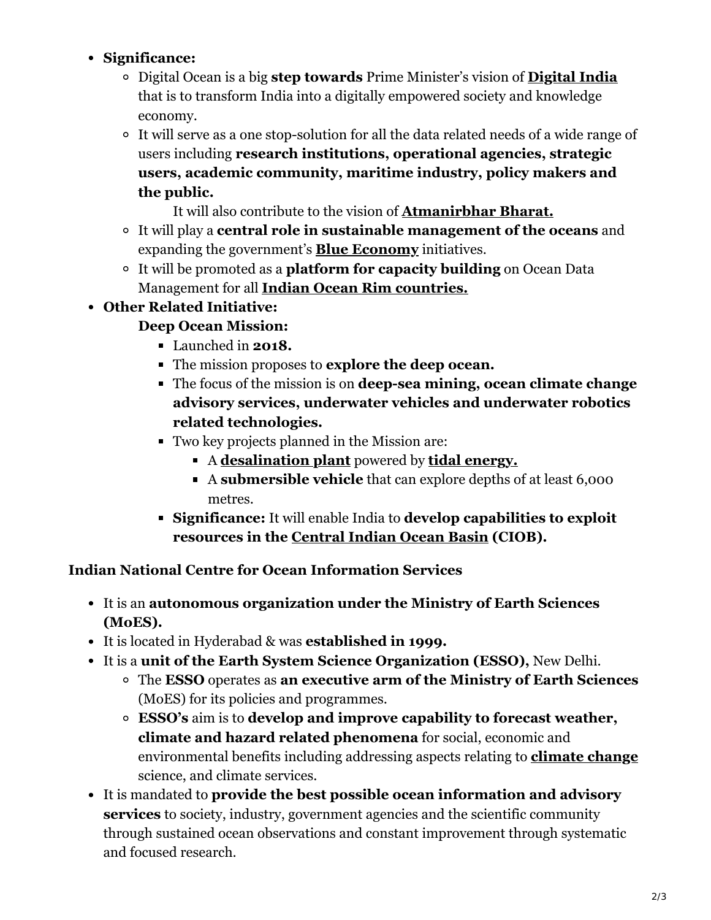- **Significance:**
  - Digital Ocean is a big **step towards** Prime Minister's vision of **Digital India** that is to transform India into a digitally empowered society and knowledge economy.
  - It will serve as a one stop-solution for all the data related needs of a wide range of users including **research institutions, operational agencies, strategic users, academic community, maritime industry, policy makers and the public.**

    It will also contribute to the vision of **Atmanirbhar Bharat.**
  - It will play a **central role in sustainable management of the oceans** and expanding the government's **Blue Economy** initiatives.
  - It will be promoted as a **platform for capacity building** on Ocean Data Management for all **Indian Ocean Rim countries.**
- **Other Related Initiative:**

  **Deep Ocean Mission:**
    - Launched in **2018.**
    - The mission proposes to **explore the deep ocean.**
    - The focus of the mission is on **deep-sea mining, ocean climate change advisory services, underwater vehicles and underwater robotics related technologies.**
    - Two key projects planned in the Mission are:
      - A **desalination plant** powered by **tidal energy.**
      - A **submersible vehicle** that can explore depths of at least 6,000 metres.
    - **Significance:** It will enable India to **develop capabilities to exploit resources in the Central Indian Ocean Basin (CIOB).**

**Indian National Centre for Ocean Information Services**

- It is an **autonomous organization under the Ministry of Earth Sciences (MoES).**
- It is located in Hyderabad & was **established in 1999.**
- It is a **unit of the Earth System Science Organization (ESSO),** New Delhi.
  - The **ESSO** operates as **an executive arm of the Ministry of Earth Sciences** (MoES) for its policies and programmes.
  - **ESSO's** aim is to **develop and improve capability to forecast weather, climate and hazard related phenomena** for social, economic and environmental benefits including addressing aspects relating to **climate change** science, and climate services.
- It is mandated to **provide the best possible ocean information and advisory services** to society, industry, government agencies and the scientific community through sustained ocean observations and constant improvement through systematic and focused research.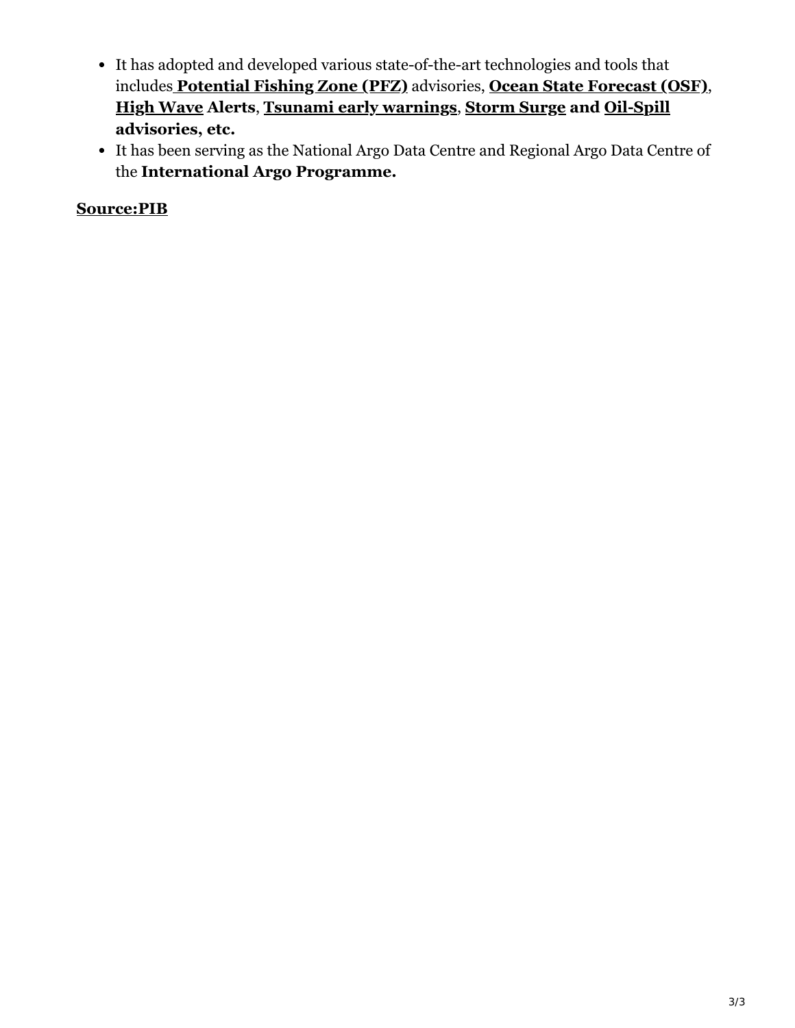- It has adopted and developed various state-of-the-art technologies and tools that includes **Potential Fishing Zone (PFZ)** advisories, **Ocean State Forecast (OSF)**, **High Wave Alerts**, **Tsunami early warnings**, **Storm Surge and Oil-Spill advisories, etc.**
- It has been serving as the National Argo Data Centre and Regional Argo Data Centre of the **International Argo Programme.**

**Source:PIB**